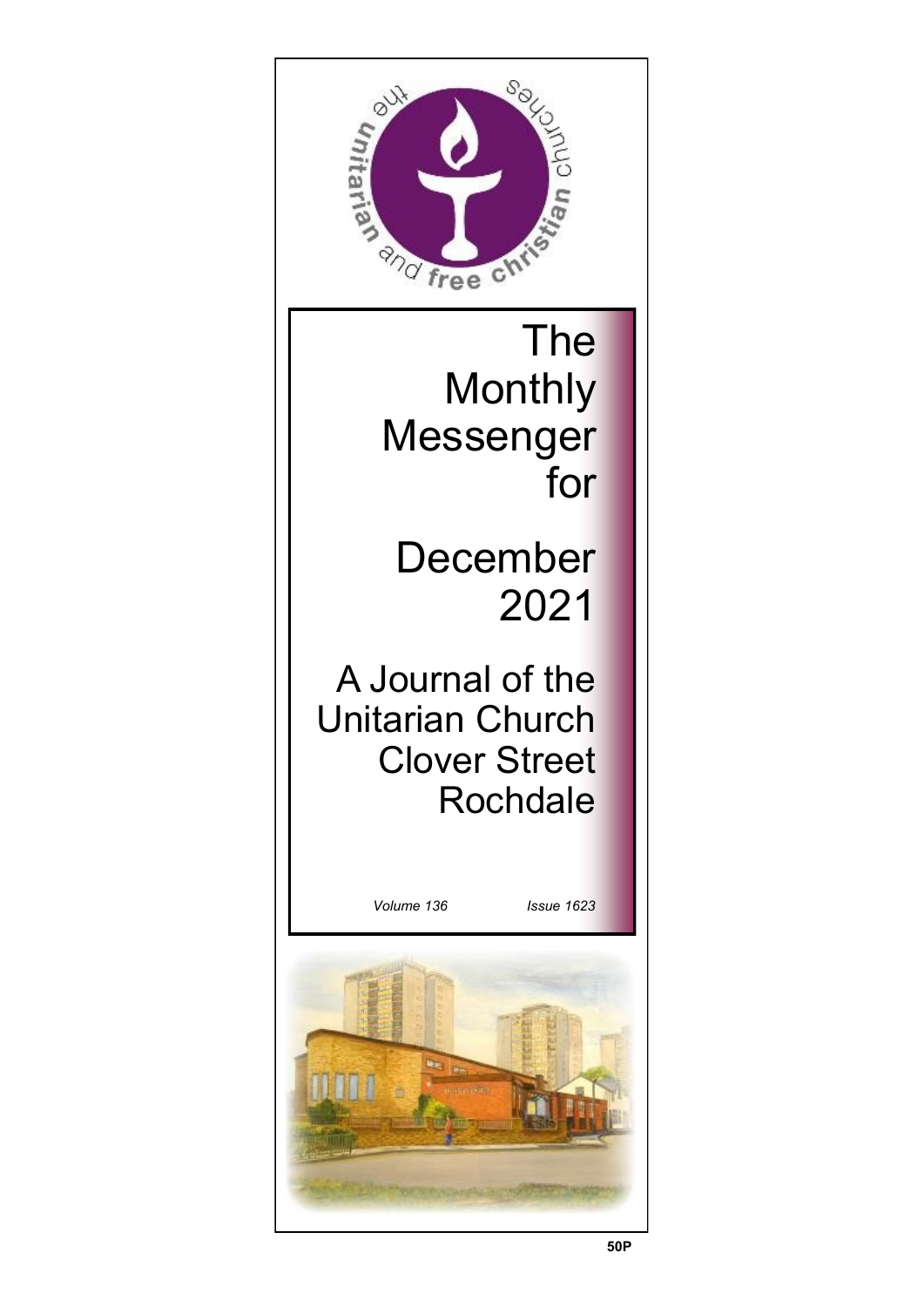the unitarian and free christian churches

# The Monthly Messenger for

# December 2021

## A Journal of the Unitarian Church Clover Street Rochdale

*Volume 136* *Issue 1623*

**50P**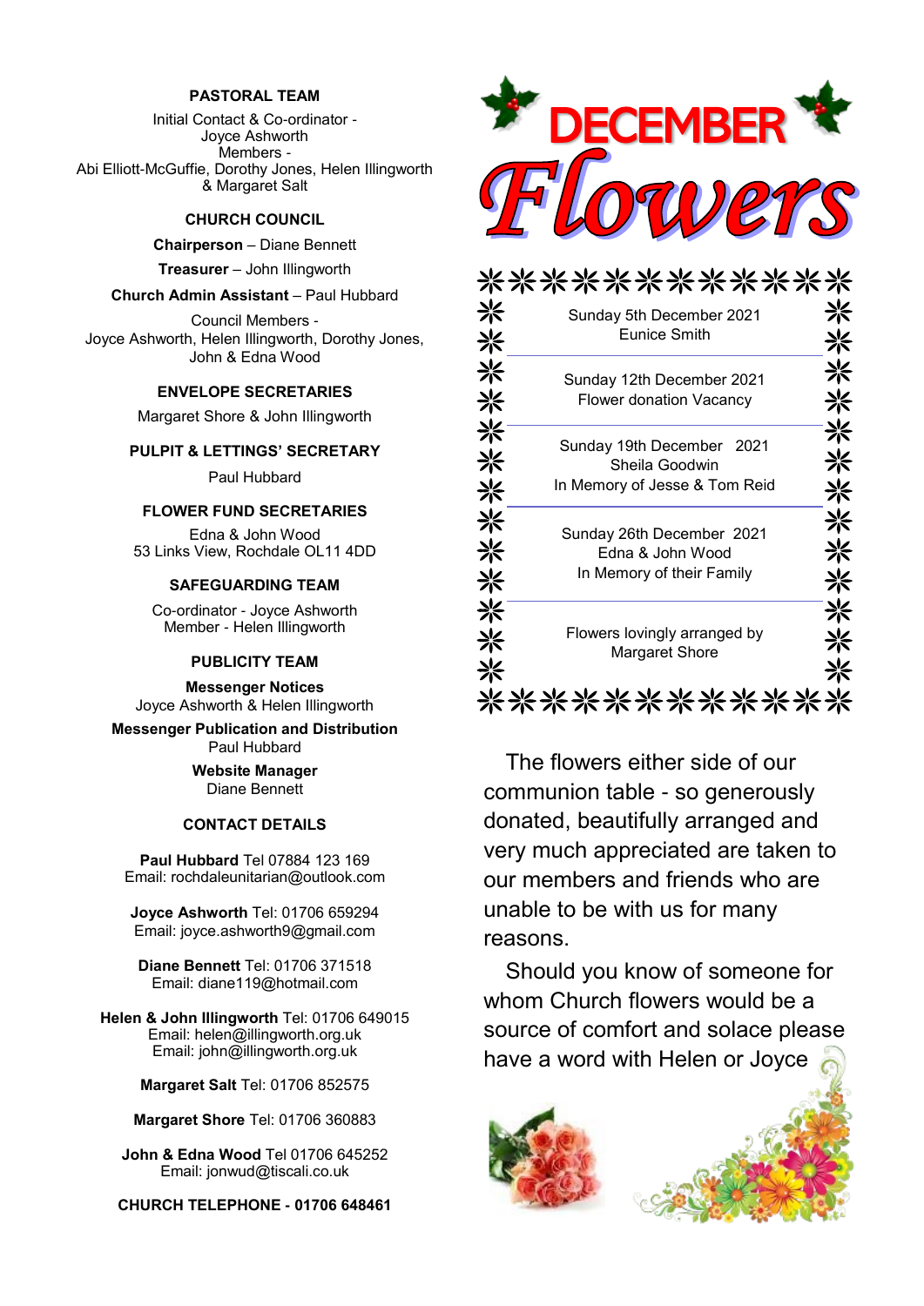## PASTORAL TEAM

Initial Contact & Co-ordinator -
Joyce Ashworth
Members -
Abi Elliott-McGuffie, Dorothy Jones, Helen Illingworth & Margaret Salt

## CHURCH COUNCIL

**Chairperson** – Diane Bennett

**Treasurer** – John Illingworth

**Church Admin Assistant** – Paul Hubbard

Council Members -
Joyce Ashworth, Helen Illingworth, Dorothy Jones, John & Edna Wood

## ENVELOPE SECRETARIES

Margaret Shore & John Illingworth

## PULPIT & LETTINGS' SECRETARY

Paul Hubbard

## FLOWER FUND SECRETARIES

Edna & John Wood
53 Links View, Rochdale OL11 4DD

## SAFEGUARDING TEAM

Co-ordinator - Joyce Ashworth
Member - Helen Illingworth

## PUBLICITY TEAM

**Messenger Notices**
Joyce Ashworth & Helen Illingworth

**Messenger Publication and Distribution**
Paul Hubbard

**Website Manager**
Diane Bennett

## CONTACT DETAILS

**Paul Hubbard** Tel 07884 123 169
Email: rochdaleunitarian@outlook.com

**Joyce Ashworth** Tel: 01706 659294
Email: joyce.ashworth9@gmail.com

**Diane Bennett** Tel: 01706 371518
Email: diane119@hotmail.com

**Helen & John Illingworth** Tel: 01706 649015
Email: helen@illingworth.org.uk
Email: john@illingworth.org.uk

**Margaret Salt** Tel: 01706 852575

**Margaret Shore** Tel: 01706 360883

**John & Edna Wood** Tel 01706 645252
Email: jonwud@tiscali.co.uk

**CHURCH TELEPHONE - 01706 648461**

# DECEMBER Flowers

Sunday 5th December 2021
Eunice Smith

Sunday 12th December 2021
Flower donation Vacancy

Sunday 19th December 2021
Sheila Goodwin
In Memory of Jesse & Tom Reid

Sunday 26th December 2021
Edna & John Wood
In Memory of their Family

Flowers lovingly arranged by
Margaret Shore

The flowers either side of our communion table - so generously donated, beautifully arranged and very much appreciated are taken to our members and friends who are unable to be with us for many reasons.

Should you know of someone for whom Church flowers would be a source of comfort and solace please have a word with Helen or Joyce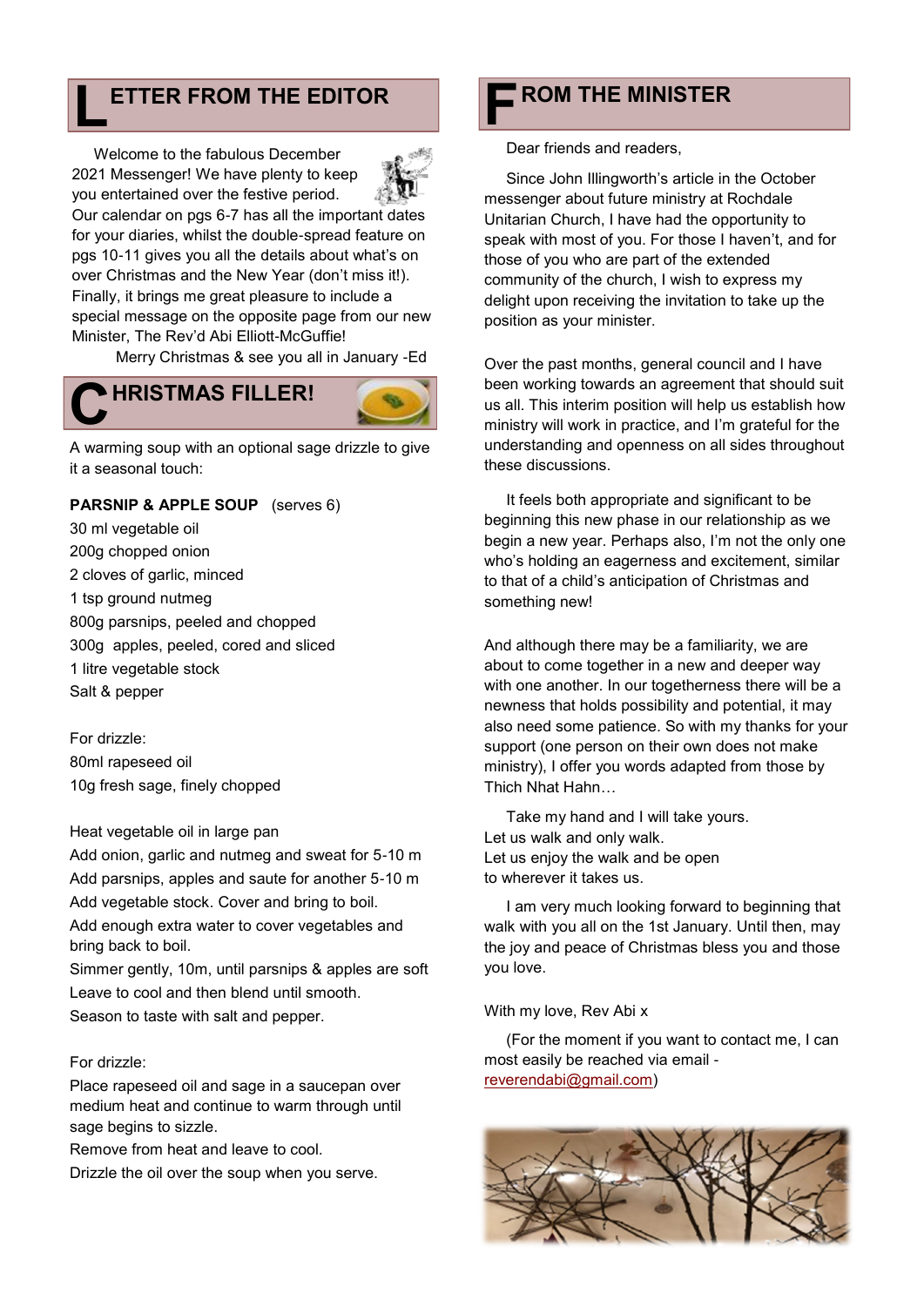## LETTER FROM THE EDITOR

Welcome to the fabulous December 2021 Messenger! We have plenty to keep you entertained over the festive period. Our calendar on pgs 6-7 has all the important dates for your diaries, whilst the double-spread feature on pgs 10-11 gives you all the details about what's on over Christmas and the New Year (don't miss it!). Finally, it brings me great pleasure to include a special message on the opposite page from our new Minister, The Rev'd Abi Elliott-McGuffie!

Merry Christmas & see you all in January -Ed

## CHRISTMAS FILLER!

A warming soup with an optional sage drizzle to give it a seasonal touch:

**PARSNIP & APPLE SOUP** (serves 6)

30 ml vegetable oil
200g chopped onion
2 cloves of garlic, minced
1 tsp ground nutmeg
800g parsnips, peeled and chopped
300g apples, peeled, cored and sliced
1 litre vegetable stock
Salt & pepper

For drizzle:
80ml rapeseed oil
10g fresh sage, finely chopped

Heat vegetable oil in large pan
Add onion, garlic and nutmeg and sweat for 5-10 m
Add parsnips, apples and saute for another 5-10 m
Add vegetable stock. Cover and bring to boil.
Add enough extra water to cover vegetables and bring back to boil.
Simmer gently, 10m, until parsnips & apples are soft
Leave to cool and then blend until smooth.
Season to taste with salt and pepper.

For drizzle:
Place rapeseed oil and sage in a saucepan over medium heat and continue to warm through until sage begins to sizzle.
Remove from heat and leave to cool.
Drizzle the oil over the soup when you serve.

## FROM THE MINISTER

Dear friends and readers,

Since John Illingworth's article in the October messenger about future ministry at Rochdale Unitarian Church, I have had the opportunity to speak with most of you. For those I haven't, and for those of you who are part of the extended community of the church, I wish to express my delight upon receiving the invitation to take up the position as your minister.

Over the past months, general council and I have been working towards an agreement that should suit us all. This interim position will help us establish how ministry will work in practice, and I'm grateful for the understanding and openness on all sides throughout these discussions.

It feels both appropriate and significant to be beginning this new phase in our relationship as we begin a new year. Perhaps also, I'm not the only one who's holding an eagerness and excitement, similar to that of a child's anticipation of Christmas and something new!

And although there may be a familiarity, we are about to come together in a new and deeper way with one another. In our togetherness there will be a newness that holds possibility and potential, it may also need some patience. So with my thanks for your support (one person on their own does not make ministry), I offer you words adapted from those by Thich Nhat Hahn…

Take my hand and I will take yours.
Let us walk and only walk.
Let us enjoy the walk and be open
to wherever it takes us.

I am very much looking forward to beginning that walk with you all on the 1st January. Until then, may the joy and peace of Christmas bless you and those you love.

With my love, Rev Abi x

(For the moment if you want to contact me, I can most easily be reached via email - reverendabi@gmail.com)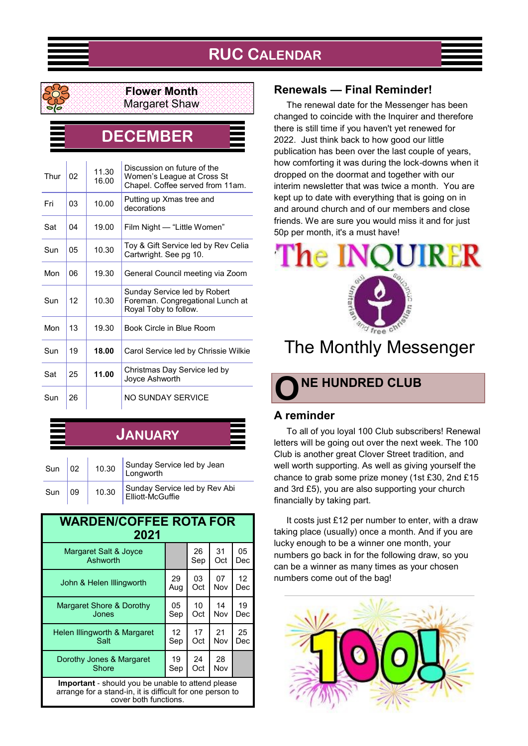# RUC Calendar

**Flower Month**
Margaret Shaw

## DECEMBER

| | | | |
|---|---|---|---|
| Thur | 02 | 11.30 16.00 | Discussion on future of the Women's League at Cross St Chapel. Coffee served from 11am. |
| Fri | 03 | 10.00 | Putting up Xmas tree and decorations |
| Sat | 04 | 19.00 | Film Night — "Little Women" |
| Sun | 05 | 10.30 | Toy & Gift Service led by Rev Celia Cartwright. See pg 10. |
| Mon | 06 | 19.30 | General Council meeting via Zoom |
| Sun | 12 | 10.30 | Sunday Service led by Robert Foreman. Congregational Lunch at Royal Toby to follow. |
| Mon | 13 | 19.30 | Book Circle in Blue Room |
| Sun | 19 | **18.00** | Carol Service led by Chrissie Wilkie |
| Sat | 25 | **11.00** | Christmas Day Service led by Joyce Ashworth |
| Sun | 26 | | NO SUNDAY SERVICE |

## JANUARY

| | | | |
|---|---|---|---|
| Sun | 02 | 10.30 | Sunday Service led by Jean Longworth |
| Sun | 09 | 10.30 | Sunday Service led by Rev Abi Elliott-McGuffie |

## WARDEN/COFFEE ROTA FOR 2021

| | | | | |
|---|---|---|---|---|
| Margaret Salt & Joyce Ashworth | | 26 Sep | 31 Oct | 05 Dec |
| John & Helen Illingworth | 29 Aug | 03 Oct | 07 Nov | 12 Dec |
| Margaret Shore & Dorothy Jones | 05 Sep | 10 Oct | 14 Nov | 19 Dec |
| Helen Illingworth & Margaret Salt | 12 Sep | 17 Oct | 21 Nov | 25 Dec |
| Dorothy Jones & Margaret Shore | 19 Sep | 24 Oct | 28 Nov | |

**Important** - should you be unable to attend please arrange for a stand-in, it is difficult for one person to cover both functions.

## Renewals — Final Reminder!

The renewal date for the Messenger has been changed to coincide with the Inquirer and therefore there is still time if you haven't yet renewed for 2022. Just think back to how good our little publication has been over the last couple of years, how comforting it was during the lock-downs when it dropped on the doormat and together with our interim newsletter that was twice a month. You are kept up to date with everything that is going on in and around church and of our members and close friends. We are sure you would miss it and for just 50p per month, it's a must have!

The INQUIRER

The Monthly Messenger

## ONE HUNDRED CLUB

### A reminder

To all of you loyal 100 Club subscribers! Renewal letters will be going out over the next week. The 100 Club is another great Clover Street tradition, and well worth supporting. As well as giving yourself the chance to grab some prize money (1st £30, 2nd £15 and 3rd £5), you are also supporting your church financially by taking part.

It costs just £12 per number to enter, with a draw taking place (usually) once a month. And if you are lucky enough to be a winner one month, your numbers go back in for the following draw, so you can be a winner as many times as your chosen numbers come out of the bag!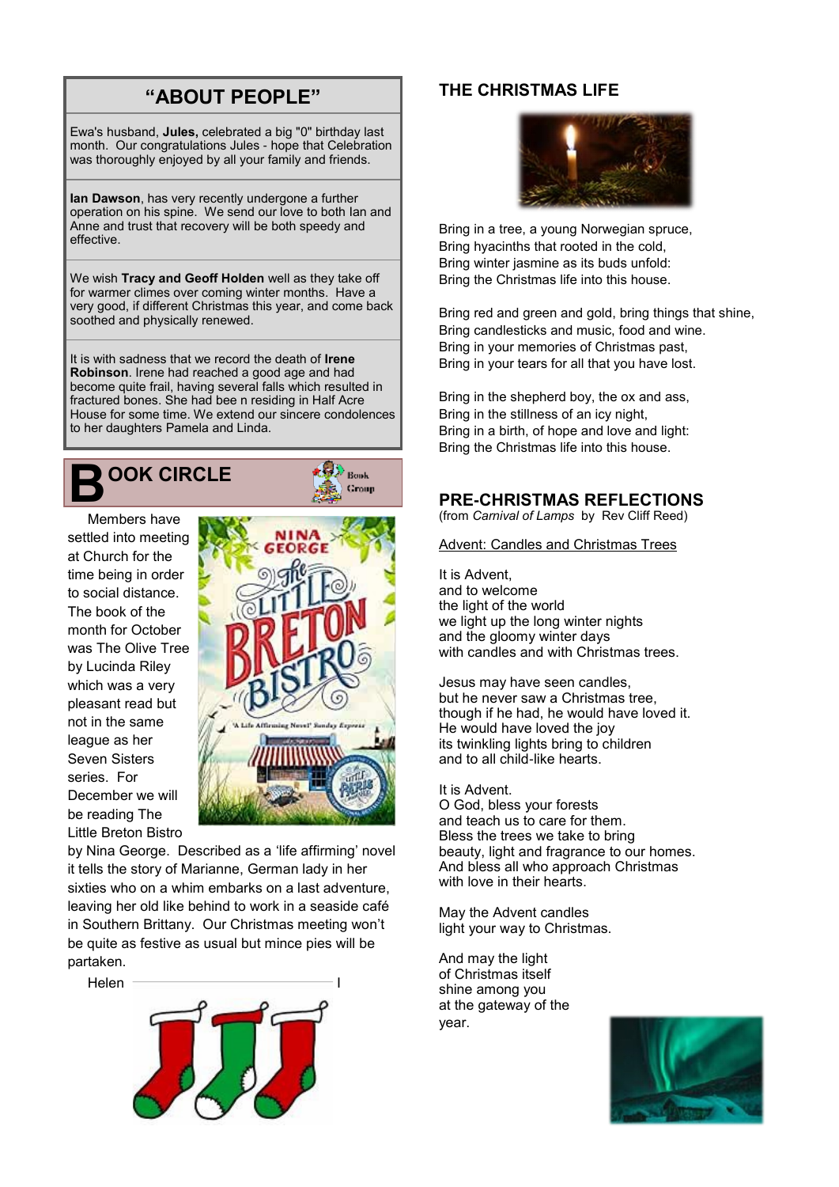## "ABOUT PEOPLE"

Ewa's husband, **Jules,** celebrated a big "0" birthday last month. Our congratulations Jules - hope that Celebration was thoroughly enjoyed by all your family and friends.

**Ian Dawson**, has very recently undergone a further operation on his spine. We send our love to both Ian and Anne and trust that recovery will be both speedy and effective.

We wish **Tracy and Geoff Holden** well as they take off for warmer climes over coming winter months. Have a very good, if different Christmas this year, and come back soothed and physically renewed.

It is with sadness that we record the death of **Irene Robinson**. Irene had reached a good age and had become quite frail, having several falls which resulted in fractured bones. She had bee n residing in Half Acre House for some time. We extend our sincere condolences to her daughters Pamela and Linda.

## BOOK CIRCLE

Members have settled into meeting at Church for the time being in order to social distance. The book of the month for October was The Olive Tree by Lucinda Riley which was a very pleasant read but not in the same league as her Seven Sisters series. For December we will be reading The Little Breton Bistro by Nina George. Described as a 'life affirming' novel it tells the story of Marianne, German lady in her sixties who on a whim embarks on a last adventure, leaving her old like behind to work in a seaside café in Southern Brittany. Our Christmas meeting won't be quite as festive as usual but mince pies will be partaken.

Helen

## THE CHRISTMAS LIFE

Bring in a tree, a young Norwegian spruce,
Bring hyacinths that rooted in the cold,
Bring winter jasmine as its buds unfold:
Bring the Christmas life into this house.

Bring red and green and gold, bring things that shine,
Bring candlesticks and music, food and wine.
Bring in your memories of Christmas past,
Bring in your tears for all that you have lost.

Bring in the shepherd boy, the ox and ass,
Bring in the stillness of an icy night,
Bring in a birth, of hope and love and light:
Bring the Christmas life into this house.

## PRE-CHRISTMAS REFLECTIONS

(from *Carnival of Lamps* by Rev Cliff Reed)

Advent: Candles and Christmas Trees

It is Advent,
and to welcome
the light of the world
we light up the long winter nights
and the gloomy winter days
with candles and with Christmas trees.

Jesus may have seen candles,
but he never saw a Christmas tree,
though if he had, he would have loved it.
He would have loved the joy
its twinkling lights bring to children
and to all child-like hearts.

It is Advent.
O God, bless your forests
and teach us to care for them.
Bless the trees we take to bring
beauty, light and fragrance to our homes.
And bless all who approach Christmas
with love in their hearts.

May the Advent candles
light your way to Christmas.

And may the light
of Christmas itself
shine among you
at the gateway of the
year.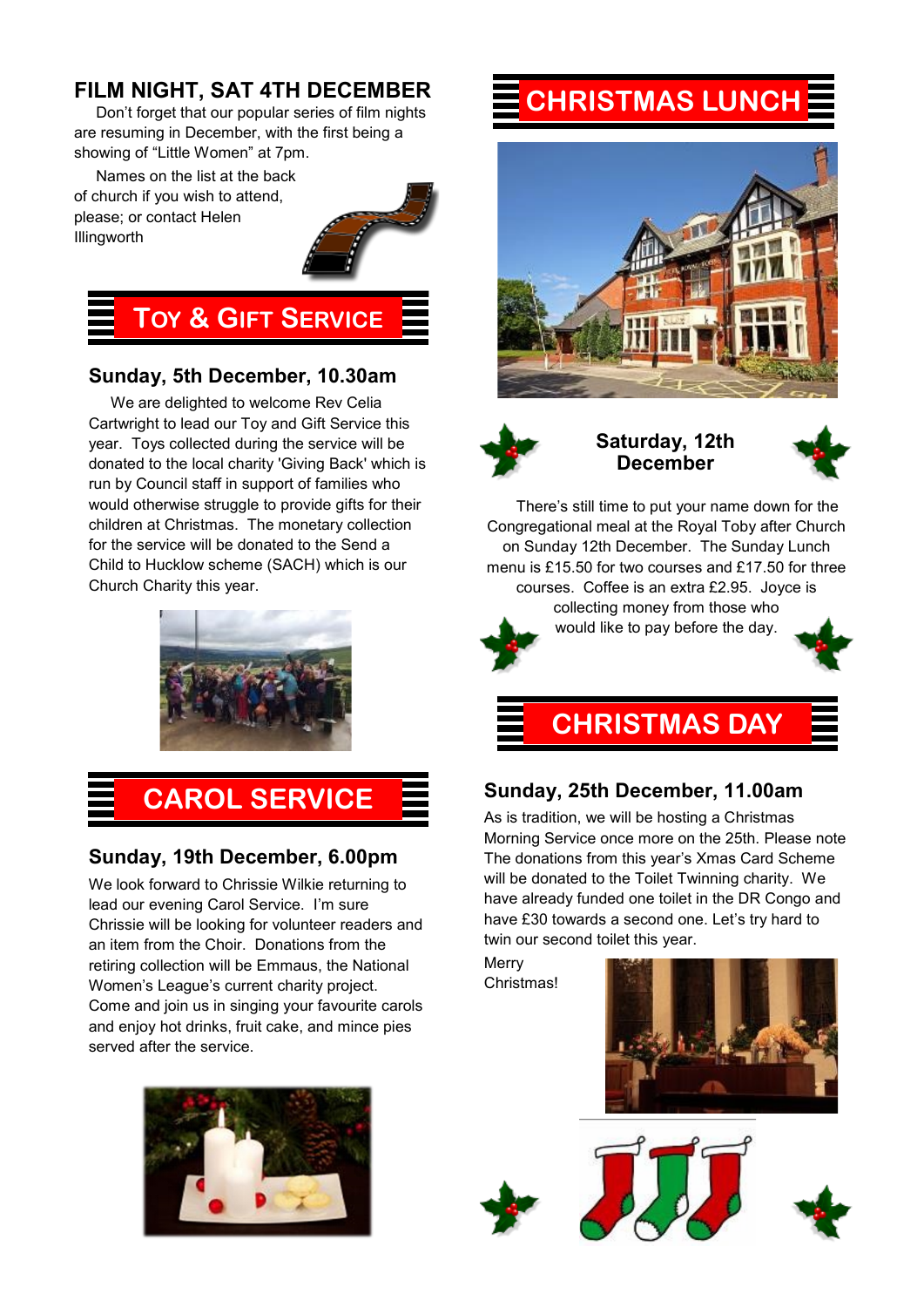## FILM NIGHT, SAT 4TH DECEMBER

Don't forget that our popular series of film nights are resuming in December, with the first being a showing of "Little Women" at 7pm.

Names on the list at the back of church if you wish to attend, please; or contact Helen Illingworth

## TOY & GIFT SERVICE

### Sunday, 5th December, 10.30am

We are delighted to welcome Rev Celia Cartwright to lead our Toy and Gift Service this year. Toys collected during the service will be donated to the local charity 'Giving Back' which is run by Council staff in support of families who would otherwise struggle to provide gifts for their children at Christmas. The monetary collection for the service will be donated to the Send a Child to Hucklow scheme (SACH) which is our Church Charity this year.

## CAROL SERVICE

### Sunday, 19th December, 6.00pm

We look forward to Chrissie Wilkie returning to lead our evening Carol Service. I'm sure Chrissie will be looking for volunteer readers and an item from the Choir. Donations from the retiring collection will be Emmaus, the National Women's League's current charity project. Come and join us in singing your favourite carols and enjoy hot drinks, fruit cake, and mince pies served after the service.

## CHRISTMAS LUNCH

### Saturday, 12th December

There's still time to put your name down for the Congregational meal at the Royal Toby after Church on Sunday 12th December. The Sunday Lunch menu is £15.50 for two courses and £17.50 for three courses. Coffee is an extra £2.95. Joyce is collecting money from those who would like to pay before the day.

## CHRISTMAS DAY

### Sunday, 25th December, 11.00am

As is tradition, we will be hosting a Christmas Morning Service once more on the 25th. Please note The donations from this year's Xmas Card Scheme will be donated to the Toilet Twinning charity. We have already funded one toilet in the DR Congo and have £30 towards a second one. Let's try hard to twin our second toilet this year.

Merry Christmas!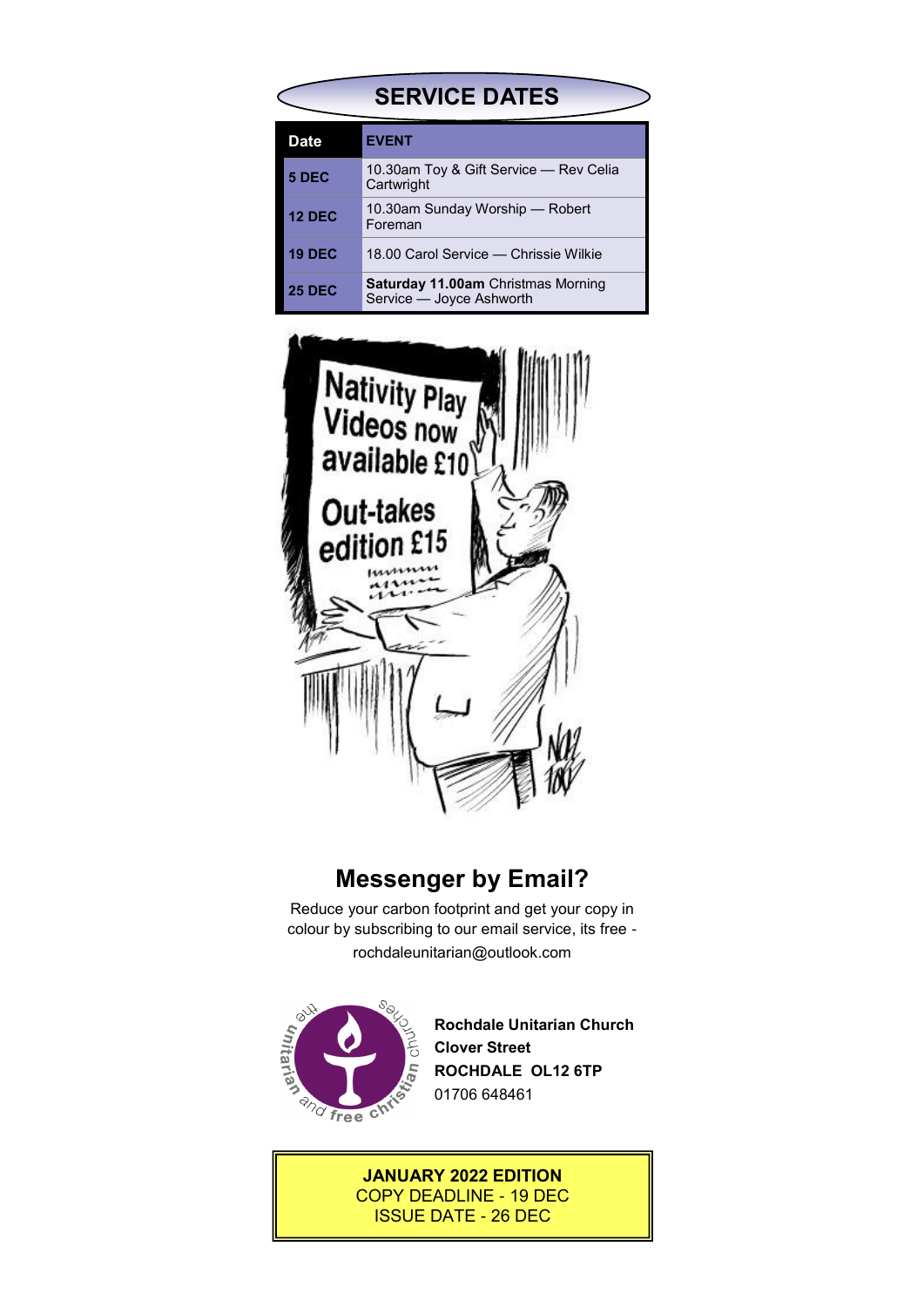## SERVICE DATES

| Date | EVENT |
|---|---|
| 5 DEC | 10.30am Toy & Gift Service — Rev Celia Cartwright |
| 12 DEC | 10.30am Sunday Worship — Robert Foreman |
| 19 DEC | 18.00 Carol Service — Chrissie Wilkie |
| 25 DEC | **Saturday 11.00am** Christmas Morning Service — Joyce Ashworth |

## Messenger by Email?

Reduce your carbon footprint and get your copy in colour by subscribing to our email service, its free - rochdaleunitarian@outlook.com

**Rochdale Unitarian Church**
**Clover Street**
**ROCHDALE OL12 6TP**
01706 648461

**JANUARY 2022 EDITION**
COPY DEADLINE - 19 DEC
ISSUE DATE - 26 DEC